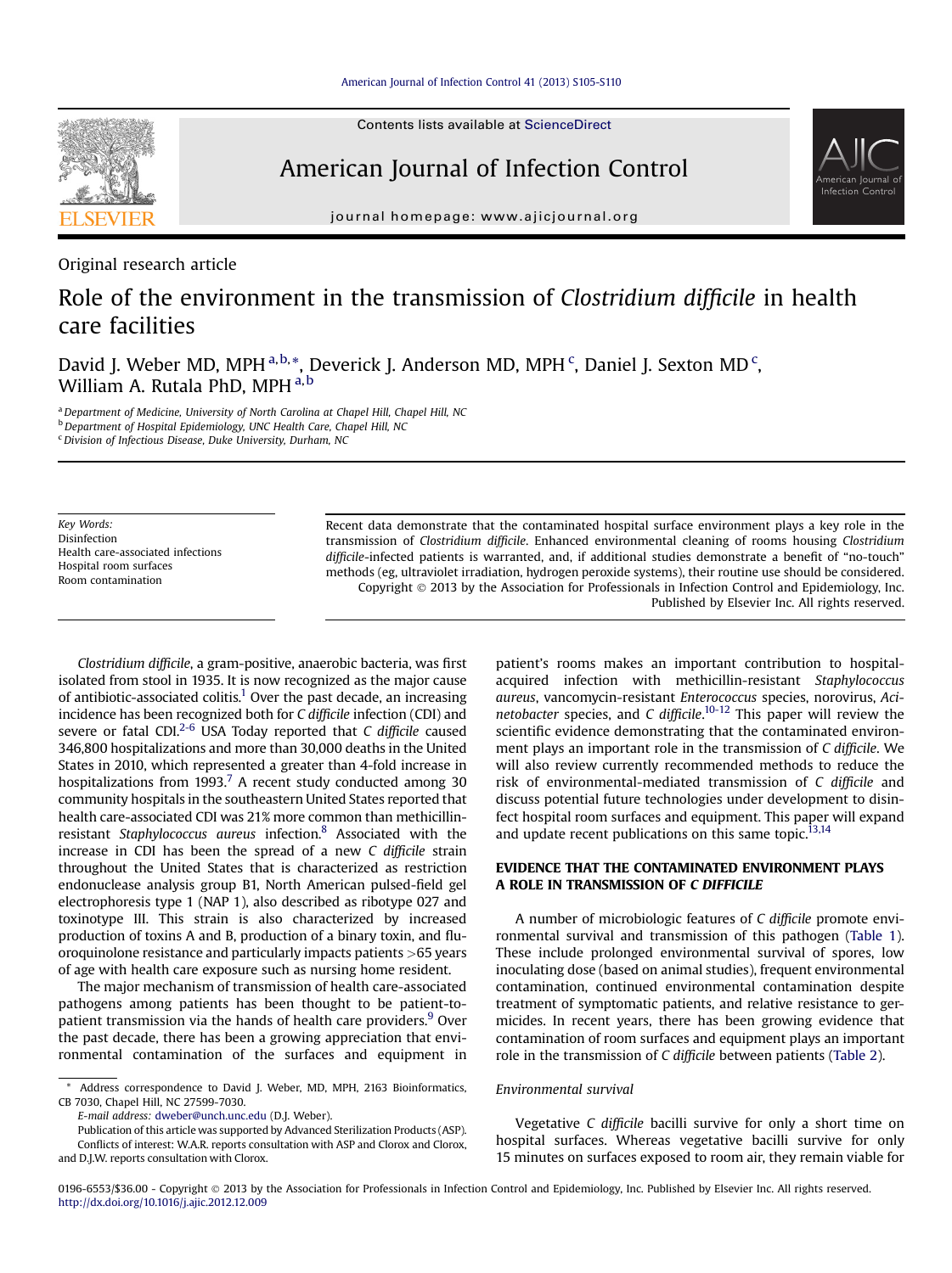Original research article

# Role of the environment in the transmission of *Clostridium difficile* in health care facilities

David J. Weber MD, MPH [a,b,*], Deverick J. Anderson MD, MPH [c], Daniel J. Sexton MD [c], William A. Rutala PhD, MPH [a,b]

[a] Department of Medicine, University of North Carolina at Chapel Hill, Chapel Hill, NC
[b] Department of Hospital Epidemiology, UNC Health Care, Chapel Hill, NC
[c] Division of Infectious Disease, Duke University, Durham, NC

*Key Words:*
Disinfection
Health care-associated infections
Hospital room surfaces
Room contamination

Recent data demonstrate that the contaminated hospital surface environment plays a key role in the transmission of *Clostridium difficile*. Enhanced environmental cleaning of rooms housing *Clostridium difficile*-infected patients is warranted, and, if additional studies demonstrate a benefit of "no-touch" methods (eg, ultraviolet irradiation, hydrogen peroxide systems), their routine use should be considered.

Copyright © 2013 by the Association for Professionals in Infection Control and Epidemiology, Inc. Published by Elsevier Inc. All rights reserved.

*Clostridium difficile*, a gram-positive, anaerobic bacteria, was first isolated from stool in 1935. It is now recognized as the major cause of antibiotic-associated colitis.[1] Over the past decade, an increasing incidence has been recognized both for *C difficile* infection (CDI) and severe or fatal CDI.[2-6] USA Today reported that *C difficile* caused 346,800 hospitalizations and more than 30,000 deaths in the United States in 2010, which represented a greater than 4-fold increase in hospitalizations from 1993.[7] A recent study conducted among 30 community hospitals in the southeastern United States reported that health care-associated CDI was 21% more common than methicillin-resistant *Staphylococcus aureus* infection.[8] Associated with the increase in CDI has been the spread of a new *C difficile* strain throughout the United States that is characterized as restriction endonuclease analysis group B1, North American pulsed-field gel electrophoresis type 1 (NAP 1), also described as ribotype 027 and toxinotype III. This strain is also characterized by increased production of toxins A and B, production of a binary toxin, and fluoroquinolone resistance and particularly impacts patients >65 years of age with health care exposure such as nursing home resident.

The major mechanism of transmission of health care-associated pathogens among patients has been thought to be patient-to-patient transmission via the hands of health care providers.[9] Over the past decade, there has been a growing appreciation that environmental contamination of the surfaces and equipment in patient's rooms makes an important contribution to hospital-acquired infection with methicillin-resistant *Staphylococcus aureus*, vancomycin-resistant *Enterococcus* species, norovirus, *Acinetobacter* species, and *C difficile*.[10-12] This paper will review the scientific evidence demonstrating that the contaminated environment plays an important role in the transmission of *C difficile*. We will also review currently recommended methods to reduce the risk of environmental-mediated transmission of *C difficile* and discuss potential future technologies under development to disinfect hospital room surfaces and equipment. This paper will expand and update recent publications on this same topic.[13,14]

## EVIDENCE THAT THE CONTAMINATED ENVIRONMENT PLAYS A ROLE IN TRANSMISSION OF *C DIFFICILE*

A number of microbiologic features of *C difficile* promote environmental survival and transmission of this pathogen (Table 1). These include prolonged environmental survival of spores, low inoculating dose (based on animal studies), frequent environmental contamination, continued environmental contamination despite treatment of symptomatic patients, and relative resistance to germicides. In recent years, there has been growing evidence that contamination of room surfaces and equipment plays an important role in the transmission of *C difficile* between patients (Table 2).

### *Environmental survival*

Vegetative *C difficile* bacilli survive for only a short time on hospital surfaces. Whereas vegetative bacilli survive for only 15 minutes on surfaces exposed to room air, they remain viable for

\* Address correspondence to David J. Weber, MD, MPH, 2163 Bioinformatics, CB 7030, Chapel Hill, NC 27599-7030.
*E-mail address:* dweber@unch.unc.edu (D.J. Weber).
Publication of this article was supported by Advanced Sterilization Products (ASP).
Conflicts of interest: W.A.R. reports consultation with ASP and Clorox and Clorox, and D.J.W. reports consultation with Clorox.

0196-6553/$36.00 - Copyright © 2013 by the Association for Professionals in Infection Control and Epidemiology, Inc. Published by Elsevier Inc. All rights reserved.
http://dx.doi.org/10.1016/j.ajic.2012.12.009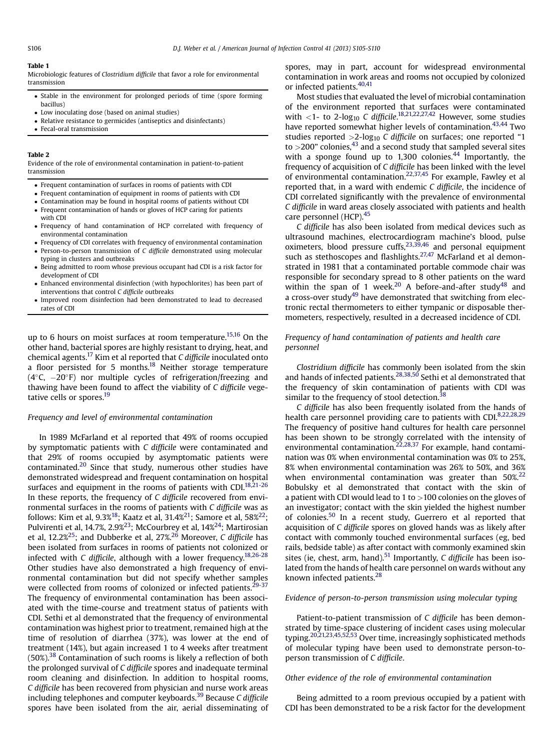**Table 1**

Microbiologic features of *Clostridium difficile* that favor a role for environmental transmission

- Stable in the environment for prolonged periods of time (spore forming bacillus)
- Low inoculating dose (based on animal studies)
- Relative resistance to germicides (antiseptics and disinfectants)
- Fecal-oral transmission

**Table 2**

Evidence of the role of environmental contamination in patient-to-patient transmission

- Frequent contamination of surfaces in rooms of patients with CDI
- Frequent contamination of equipment in rooms of patients with CDI
- Contamination may be found in hospital rooms of patients without CDI
- Frequent contamination of hands or gloves of HCP caring for patients with CDI
- Frequency of hand contamination of HCP correlated with frequency of environmental contamination
- Frequency of CDI correlates with frequency of environmental contamination
- Person-to-person transmission of *C difficile* demonstrated using molecular typing in clusters and outbreaks
- Being admitted to room whose previous occupant had CDI is a risk factor for development of CDI
- Enhanced environmental disinfection (with hypochlorites) has been part of interventions that control *C difficile* outbreaks
- Improved room disinfection had been demonstrated to lead to decreased rates of CDI

up to 6 hours on moist surfaces at room temperature.[15,16] On the other hand, bacterial spores are highly resistant to drying, heat, and chemical agents.[17] Kim et al reported that *C difficile* inoculated onto a floor persisted for 5 months.[18] Neither storage temperature (4°C, −20°F) nor multiple cycles of refrigeration/freezing and thawing have been found to affect the viability of *C difficile* vegetative cells or spores.[19]

### Frequency and level of environmental contamination

In 1989 McFarland et al reported that 49% of rooms occupied by symptomatic patients with *C difficile* were contaminated and that 29% of rooms occupied by asymptomatic patients were contaminated.[20] Since that study, numerous other studies have demonstrated widespread and frequent contamination on hospital surfaces and equipment in the rooms of patients with CDI.[18,21-26] In these reports, the frequency of *C difficile* recovered from environmental surfaces in the rooms of patients with *C difficile* was as follows: Kim et al, 9.3%[18]; Kaatz et al, 31.4%[21]; Samore et al, 58%[22]; Pulvirenti et al, 14.7%, 2.9%[23]; McCourbrey et al, 14%[24]; Martirosian et al, 12.2%[25]; and Dubberke et al, 27%.[26] Moreover, *C difficile* has been isolated from surfaces in rooms of patients not colonized or infected with *C difficile*, although with a lower frequency.[18,26-28] Other studies have also demonstrated a high frequency of environmental contamination but did not specify whether samples were collected from rooms of colonized or infected patients.[29-37] The frequency of environmental contamination has been associated with the time-course and treatment status of patients with CDI. Sethi et al demonstrated that the frequency of environmental contamination was highest prior to treatment, remained high at the time of resolution of diarrhea (37%), was lower at the end of treatment (14%), but again increased 1 to 4 weeks after treatment (50%).[38] Contamination of such rooms is likely a reflection of both the prolonged survival of *C difficile* spores and inadequate terminal room cleaning and disinfection. In addition to hospital rooms, *C difficile* has been recovered from physician and nurse work areas including telephones and computer keyboards.[39] Because *C difficile* spores have been isolated from the air, aerial disseminating of spores, may in part, account for widespread environmental contamination in work areas and rooms not occupied by colonized or infected patients.[40,41]

Most studies that evaluated the level of microbial contamination of the environment reported that surfaces were contaminated with $<1$- to 2-$\log_{10}$ *C difficile*.[18,21,22,27,42] However, some studies have reported somewhat higher levels of contamination.[43,44] Two studies reported $>2$-$\log_{10}$ *C difficile* on surfaces; one reported "1 to >200" colonies,[43] and a second study that sampled several sites with a sponge found up to 1,300 colonies.[44] Importantly, the frequency of acquisition of *C difficile* has been linked with the level of environmental contamination.[22,37,45] For example, Fawley et al reported that, in a ward with endemic *C difficile*, the incidence of CDI correlated significantly with the prevalence of environmental *C difficile* in ward areas closely associated with patients and health care personnel (HCP).[45]

*C difficile* has also been isolated from medical devices such as ultrasound machines, electrocardiogram machine's blood, pulse oximeters, blood pressure cuffs,[23,39,46] and personal equipment such as stethoscopes and flashlights.[27,47] McFarland et al demonstrated in 1981 that a contaminated portable commode chair was responsible for secondary spread to 8 other patients on the ward within the span of 1 week.[20] A before-and-after study[48] and a cross-over study[49] have demonstrated that switching from electronic rectal thermometers to either tympanic or disposable thermometers, respectively, resulted in a decreased incidence of CDI.

### Frequency of hand contamination of patients and health care personnel

*Clostridium difficile* has commonly been isolated from the skin and hands of infected patients.[28,38,50] Sethi et al demonstrated that the frequency of skin contamination of patients with CDI was similar to the frequency of stool detection.[38]

*C difficile* has also been frequently isolated from the hands of health care personnel providing care to patients with CDI.[8,22,28,29] The frequency of positive hand cultures for health care personnel has been shown to be strongly correlated with the intensity of environmental contamination.[22,28,37] For example, hand contamination was 0% when environmental contamination was 0% to 25%, 8% when environmental contamination was 26% to 50%, and 36% when environmental contamination was greater than 50%.[22] Bobulsky et al demonstrated that contact with the skin of a patient with CDI would lead to 1 to >100 colonies on the gloves of an investigator; contact with the skin yielded the highest number of colonies.[50] In a recent study, Guerrero et al reported that acquisition of *C difficile* spores on gloved hands was as likely after contact with commonly touched environmental surfaces (eg, bed rails, bedside table) as after contact with commonly examined skin sites (ie, chest, arm, hand).[51] Importantly, *C difficile* has been isolated from the hands of health care personnel on wards without any known infected patients.[28]

### Evidence of person-to-person transmission using molecular typing

Patient-to-patient transmission of *C difficile* has been demonstrated by time-space clustering of incident cases using molecular typing.[20,21,23,45,52,53] Over time, increasingly sophisticated methods of molecular typing have been used to demonstrate person-to-person transmission of *C difficile*.

### Other evidence of the role of environmental contamination

Being admitted to a room previous occupied by a patient with CDI has been demonstrated to be a risk factor for the development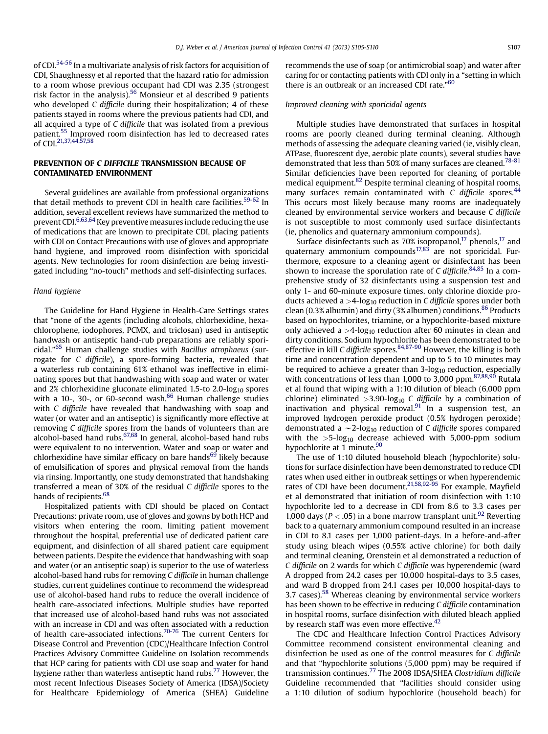of CDI.[54-56] In a multivariate analysis of risk factors for acquisition of CDI, Shaughnessy et al reported that the hazard ratio for admission to a room whose previous occupant had CDI was 2.35 (strongest risk factor in the analysis).[56] Monsieur et al described 9 patients who developed *C difficile* during their hospitalization; 4 of these patients stayed in rooms where the previous patients had CDI, and all acquired a type of *C difficile* that was isolated from a previous patient.[55] Improved room disinfection has led to decreased rates of CDI.[21,37,44,57,58]

## PREVENTION OF *C DIFFICILE* TRANSMISSION BECAUSE OF CONTAMINATED ENVIRONMENT

Several guidelines are available from professional organizations that detail methods to prevent CDI in health care facilities.[59-62] In addition, several excellent reviews have summarized the method to prevent CDI.[6,63,64] Key preventive measures include reducing the use of medications that are known to precipitate CDI, placing patients with CDI on Contact Precautions with use of gloves and appropriate hand hygiene, and improved room disinfection with sporicidal agents. New technologies for room disinfection are being investigated including "no-touch" methods and self-disinfecting surfaces.

### *Hand hygiene*

The Guideline for Hand Hygiene in Health-Care Settings states that "none of the agents (including alcohols, chlorhexidine, hexachlorophene, iodophores, PCMX, and triclosan) used in antiseptic handwash or antiseptic hand-rub preparations are reliably sporicidal."[65] Human challenge studies with *Bacillus atrophaeus* (surrogate for *C difficile*), a spore-forming bacteria, revealed that a waterless rub containing 61% ethanol was ineffective in eliminating spores but that handwashing with soap and water or water and 2% chlorhexidine gluconate eliminated 1.5-to 2.0-$\log_{10}$ spores with a 10-, 30-, or 60-second wash.[66] Human challenge studies with *C difficile* have revealed that handwashing with soap and water (or water and an antiseptic) is significantly more effective at removing *C difficile* spores from the hands of volunteers than are alcohol-based hand rubs.[67,68] In general, alcohol-based hand rubs were equivalent to no intervention. Water and soap or water and chlorhexidine have similar efficacy on bare hands[69] likely because of emulsification of spores and physical removal from the hands via rinsing. Importantly, one study demonstrated that handshaking transferred a mean of 30% of the residual *C difficile* spores to the hands of recipients.[68]

Hospitalized patients with CDI should be placed on Contact Precautions: private room, use of gloves and gowns by both HCP and visitors when entering the room, limiting patient movement throughout the hospital, preferential use of dedicated patient care equipment, and disinfection of all shared patient care equipment between patients. Despite the evidence that handwashing with soap and water (or an antiseptic soap) is superior to the use of waterless alcohol-based hand rubs for removing *C difficile* in human challenge studies, current guidelines continue to recommend the widespread use of alcohol-based hand rubs to reduce the overall incidence of health care-associated infections. Multiple studies have reported that increased use of alcohol-based hand rubs was not associated with an increase in CDI and was often associated with a reduction of health care-associated infections.[70-76] The current Centers for Disease Control and Prevention (CDC)/Healthcare Infection Control Practices Advisory Committee Guideline on Isolation recommends that HCP caring for patients with CDI use soap and water for hand hygiene rather than waterless antiseptic hand rubs.[77] However, the most recent Infectious Diseases Society of America (IDSA)/Society for Healthcare Epidemiology of America (SHEA) Guideline recommends the use of soap (or antimicrobial soap) and water after caring for or contacting patients with CDI only in a "setting in which there is an outbreak or an increased CDI rate."[60]

### *Improved cleaning with sporicidal agents*

Multiple studies have demonstrated that surfaces in hospital rooms are poorly cleaned during terminal cleaning. Although methods of assessing the adequate cleaning varied (ie, visibly clean, ATPase, fluorescent dye, aerobic plate counts), several studies have demonstrated that less than 50% of many surfaces are cleaned.[78-81] Similar deficiencies have been reported for cleaning of portable medical equipment.[82] Despite terminal cleaning of hospital rooms, many surfaces remain contaminated with *C difficile* spores.[44] This occurs most likely because many rooms are inadequately cleaned by environmental service workers and because *C difficile* is not susceptible to most commonly used surface disinfectants (ie, phenolics and quaternary ammonium compounds).

Surface disinfectants such as 70% isopropanol,[17] phenols,[17] and quaternary ammonium compounds[17,83] are not sporicidal. Furthermore, exposure to a cleaning agent or disinfectant has been shown to increase the sporulation rate of *C difficile*.[84,85] In a comprehensive study of 32 disinfectants using a suspension test and only 1- and 60-minute exposure times, only chlorine dioxide products achieved a $>4$-$\log_{10}$ reduction in *C difficile* spores under both clean (0.3% albumin) and dirty (3% albumen) conditions.[86] Products based on hypochlorites, triamine, or a hypochlorite-based mixture only achieved a $>4$-$\log_{10}$ reduction after 60 minutes in clean and dirty conditions. Sodium hypochlorite has been demonstrated to be effective in kill *C difficile* spores.[84,87-90] However, the killing is both time and concentration dependent and up to 5 to 10 minutes may be required to achieve a greater than 3-$\log_{10}$ reduction, especially with concentrations of less than 1,000 to 3,000 ppm.[87,88,90] Rutala et al found that wiping with a 1:10 dilution of bleach (6,000 ppm chlorine) eliminated $>3.90$-$\log_{10}$ *C difficile* by a combination of inactivation and physical removal.[91] In a suspension test, an improved hydrogen peroxide product (0.5% hydrogen peroxide) demonstrated a $\sim$2-$\log_{10}$ reduction of *C difficile* spores compared with the $>5$-$\log_{10}$ decrease achieved with 5,000-ppm sodium hypochlorite at 1 minute.[90]

The use of 1:10 diluted household bleach (hypochlorite) solutions for surface disinfection have been demonstrated to reduce CDI rates when used either in outbreak settings or when hyperendemic rates of CDI have been document.[21,58,92-95] For example, Mayfield et al demonstrated that initiation of room disinfection with 1:10 hypochlorite led to a decrease in CDI from 8.6 to 3.3 cases per 1,000 days ($P < .05$) in a bone marrow transplant unit.[92] Reverting back to a quaternary ammonium compound resulted in an increase in CDI to 8.1 cases per 1,000 patient-days. In a before-and-after study using bleach wipes (0.55% active chlorine) for both daily and terminal cleaning, Orenstein et al demonstrated a reduction of *C difficile* on 2 wards for which *C difficile* was hyperendemic (ward A dropped from 24.2 cases per 10,000 hospital-days to 3.5 cases, and ward B dropped from 24.1 cases per 10,000 hospital-days to 3.7 cases).[58] Whereas cleaning by environmental service workers has been shown to be effective in reducing *C difficile* contamination in hospital rooms, surface disinfection with diluted bleach applied by research staff was even more effective.[42]

The CDC and Healthcare Infection Control Practices Advisory Committee recommend consistent environmental cleaning and disinfection be used as one of the control measures for *C difficile* and that "hypochlorite solutions (5,000 ppm) may be required if transmission continues.[77] The 2008 IDSA/SHEA *Clostridium difficile* Guideline recommended that "facilities should consider using a 1:10 dilution of sodium hypochlorite (household beach) for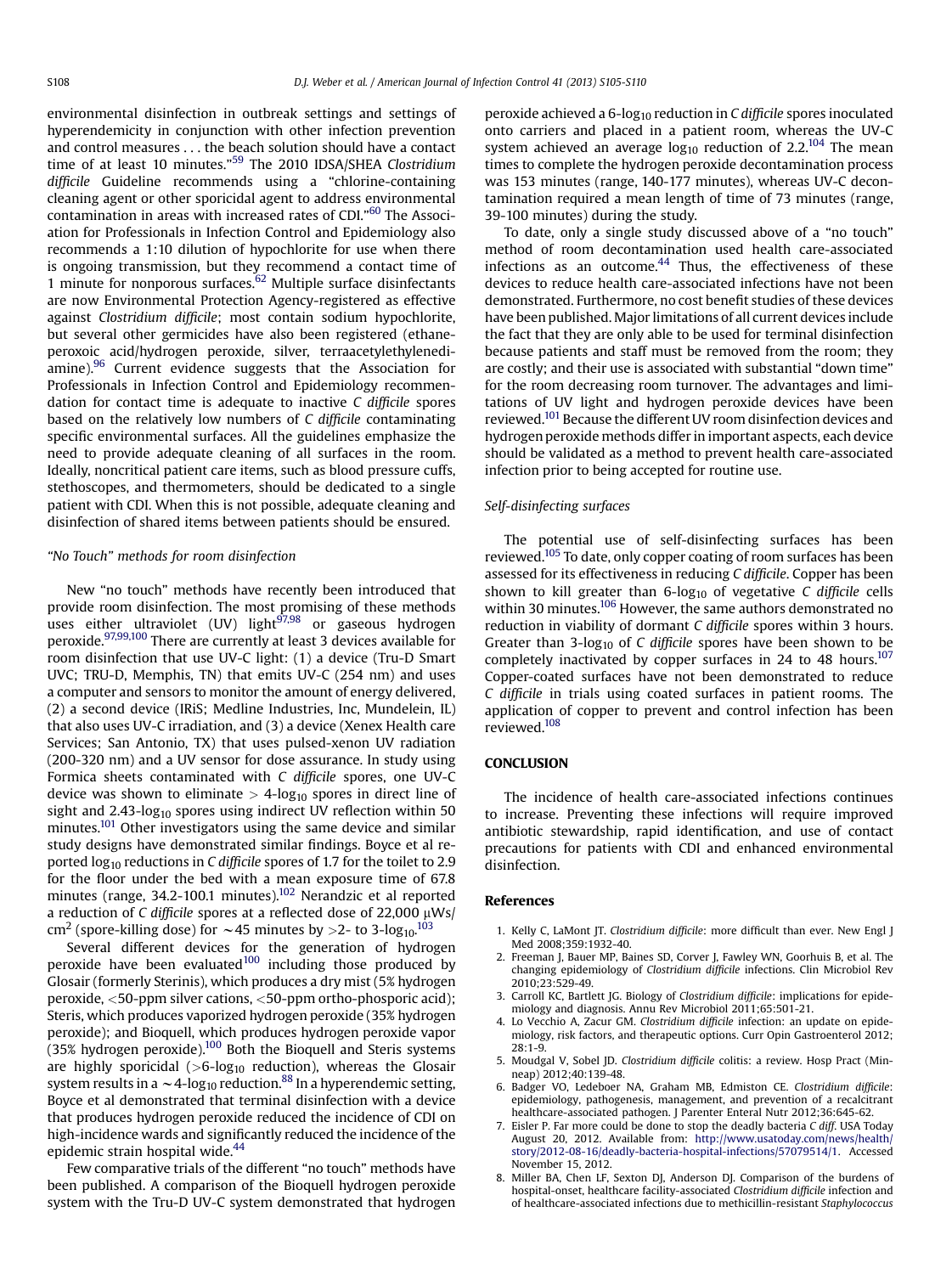environmental disinfection in outbreak settings and settings of hyperendemicity in conjunction with other infection prevention and control measures . . . the beach solution should have a contact time of at least 10 minutes."[59] The 2010 IDSA/SHEA *Clostridium difficile* Guideline recommends using a "chlorine-containing cleaning agent or other sporicidal agent to address environmental contamination in areas with increased rates of CDI."[60] The Association for Professionals in Infection Control and Epidemiology also recommends a 1:10 dilution of hypochlorite for use when there is ongoing transmission, but they recommend a contact time of 1 minute for nonporous surfaces.[62] Multiple surface disinfectants are now Environmental Protection Agency-registered as effective against *Clostridium difficile*; most contain sodium hypochlorite, but several other germicides have also been registered (ethaneperoxoic acid/hydrogen peroxide, silver, terraacetylethylenediamine).[96] Current evidence suggests that the Association for Professionals in Infection Control and Epidemiology recommendation for contact time is adequate to inactive *C difficile* spores based on the relatively low numbers of *C difficile* contaminating specific environmental surfaces. All the guidelines emphasize the need to provide adequate cleaning of all surfaces in the room. Ideally, noncritical patient care items, such as blood pressure cuffs, stethoscopes, and thermometers, should be dedicated to a single patient with CDI. When this is not possible, adequate cleaning and disinfection of shared items between patients should be ensured.

### *"No Touch" methods for room disinfection*

New "no touch" methods have recently been introduced that provide room disinfection. The most promising of these methods uses either ultraviolet (UV) light[97,98] or gaseous hydrogen peroxide.[97,99,100] There are currently at least 3 devices available for room disinfection that use UV-C light: (1) a device (Tru-D Smart UVC; TRU-D, Memphis, TN) that emits UV-C (254 nm) and uses a computer and sensors to monitor the amount of energy delivered, (2) a second device (IRiS; Medline Industries, Inc, Mundelein, IL) that also uses UV-C irradiation, and (3) a device (Xenex Health care Services; San Antonio, TX) that uses pulsed-xenon UV radiation (200-320 nm) and a UV sensor for dose assurance. In study using Formica sheets contaminated with *C difficile* spores, one UV-C device was shown to eliminate $> 4\text{-log}_{10}$ spores in direct line of sight and $2.43\text{-log}_{10}$ spores using indirect UV reflection within 50 minutes.[101] Other investigators using the same device and similar study designs have demonstrated similar findings. Boyce et al reported $\log_{10}$ reductions in *C difficile* spores of 1.7 for the toilet to 2.9 for the floor under the bed with a mean exposure time of 67.8 minutes (range, 34.2-100.1 minutes).[102] Nerandzic et al reported a reduction of *C difficile* spores at a reflected dose of 22,000 $\mu$Ws/cm$^2$ (spore-killing dose) for $\sim$45 minutes by $>$2- to $3\text{-log}_{10}$.[103]

Several different devices for the generation of hydrogen peroxide have been evaluated[100] including those produced by Glosair (formerly Sterinis), which produces a dry mist (5% hydrogen peroxide, <50-ppm silver cations, <50-ppm ortho-phosporic acid); Steris, which produces vaporized hydrogen peroxide (35% hydrogen peroxide); and Bioquell, which produces hydrogen peroxide vapor (35% hydrogen peroxide).[100] Both the Bioquell and Steris systems are highly sporicidal ($>6\text{-log}_{10}$ reduction), whereas the Glosair system results in a $\sim 4\text{-log}_{10}$ reduction.[88] In a hyperendemic setting, Boyce et al demonstrated that terminal disinfection with a device that produces hydrogen peroxide reduced the incidence of CDI on high-incidence wards and significantly reduced the incidence of the epidemic strain hospital wide.[44]

Few comparative trials of the different "no touch" methods have been published. A comparison of the Bioquell hydrogen peroxide system with the Tru-D UV-C system demonstrated that hydrogen peroxide achieved a $6\text{-log}_{10}$ reduction in *C difficile* spores inoculated onto carriers and placed in a patient room, whereas the UV-C system achieved an average $\log_{10}$ reduction of 2.2.[104] The mean times to complete the hydrogen peroxide decontamination process was 153 minutes (range, 140-177 minutes), whereas UV-C decontamination required a mean length of time of 73 minutes (range, 39-100 minutes) during the study.

To date, only a single study discussed above of a "no touch" method of room decontamination used health care-associated infections as an outcome.[44] Thus, the effectiveness of these devices to reduce health care-associated infections have not been demonstrated. Furthermore, no cost benefit studies of these devices have been published. Major limitations of all current devices include the fact that they are only able to be used for terminal disinfection because patients and staff must be removed from the room; they are costly; and their use is associated with substantial "down time" for the room decreasing room turnover. The advantages and limitations of UV light and hydrogen peroxide devices have been reviewed.[101] Because the different UV room disinfection devices and hydrogen peroxide methods differ in important aspects, each device should be validated as a method to prevent health care-associated infection prior to being accepted for routine use.

### *Self-disinfecting surfaces*

The potential use of self-disinfecting surfaces has been reviewed.[105] To date, only copper coating of room surfaces has been assessed for its effectiveness in reducing *C difficile*. Copper has been shown to kill greater than $6\text{-log}_{10}$ of vegetative *C difficile* cells within 30 minutes.[106] However, the same authors demonstrated no reduction in viability of dormant *C difficile* spores within 3 hours. Greater than $3\text{-log}_{10}$ of *C difficile* spores have been shown to be completely inactivated by copper surfaces in 24 to 48 hours.[107] Copper-coated surfaces have not been demonstrated to reduce *C difficile* in trials using coated surfaces in patient rooms. The application of copper to prevent and control infection has been reviewed.[108]

## CONCLUSION

The incidence of health care-associated infections continues to increase. Preventing these infections will require improved antibiotic stewardship, rapid identification, and use of contact precautions for patients with CDI and enhanced environmental disinfection.

## References

1. Kelly C, LaMont JT. *Clostridium difficile*: more difficult than ever. New Engl J Med 2008;359:1932-40.
2. Freeman J, Bauer MP, Baines SD, Corver J, Fawley WN, Goorhuis B, et al. The changing epidemiology of *Clostridium difficile* infections. Clin Microbiol Rev 2010;23:529-49.
3. Carroll KC, Bartlett JG. Biology of *Clostridium difficile*: implications for epidemiology and diagnosis. Annu Rev Microbiol 2011;65:501-21.
4. Lo Vecchio A, Zacur GM. *Clostridium difficile* infection: an update on epidemiology, risk factors, and therapeutic options. Curr Opin Gastroenterol 2012;28:1-9.
5. Moudgal V, Sobel JD. *Clostridium difficile* colitis: a review. Hosp Pract (Minneap) 2012;40:139-48.
6. Badger VO, Ledeboer NA, Graham MB, Edmiston CE. *Clostridium difficile*: epidemiology, pathogenesis, management, and prevention of a recalcitrant healthcare-associated pathogen. J Parenter Enteral Nutr 2012;36:645-62.
7. Eisler P. Far more could be done to stop the deadly bacteria *C diff*. USA Today August 20, 2012. Available from: http://www.usatoday.com/news/health/story/2012-08-16/deadly-bacteria-hospital-infections/57079514/1. Accessed November 15, 2012.
8. Miller BA, Chen LF, Sexton DJ, Anderson DJ. Comparison of the burdens of hospital-onset, healthcare facility-associated *Clostridium difficile* infection and of healthcare-associated infections due to methicillin-resistant *Staphylococcus*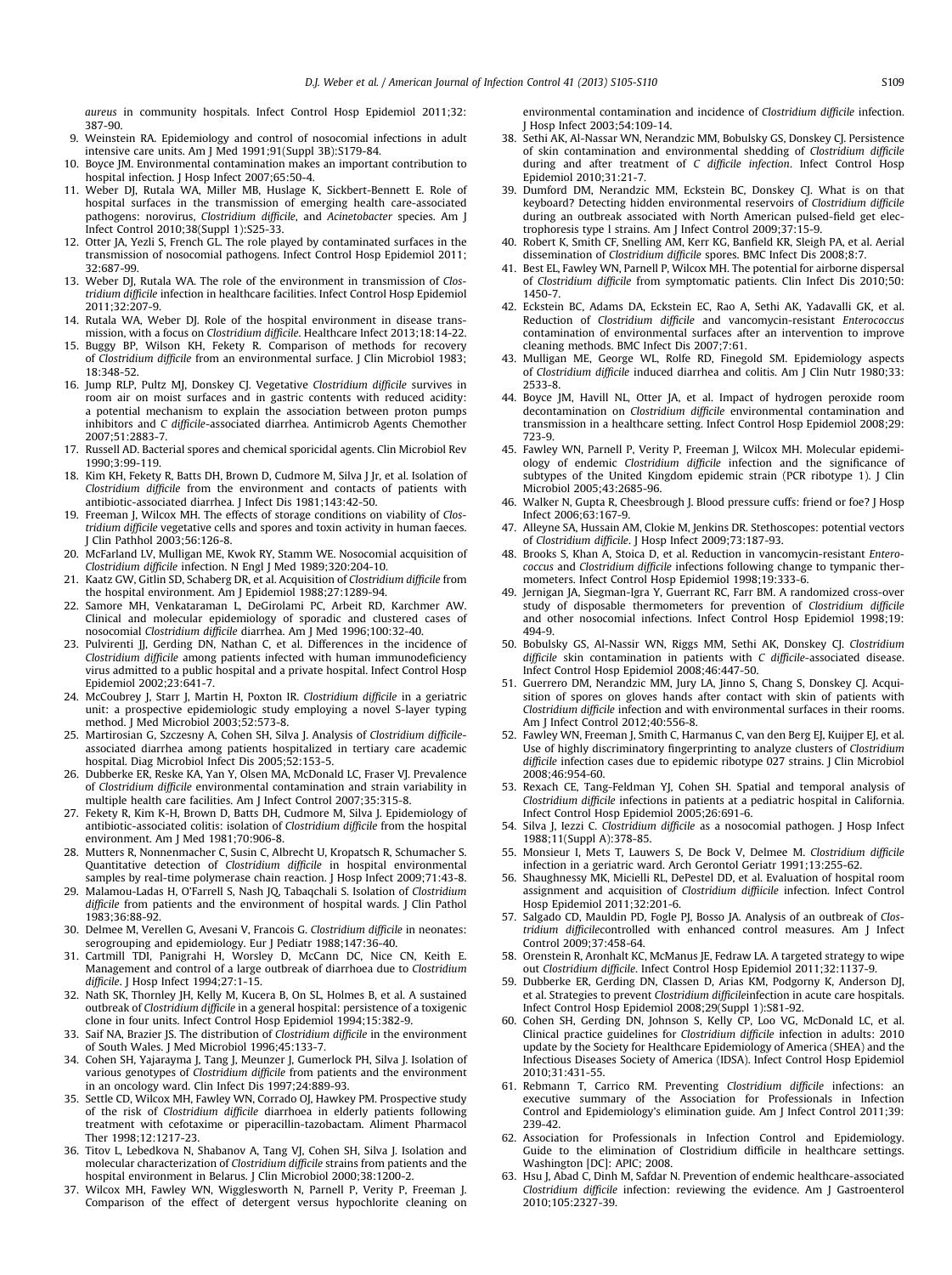*aureus* in community hospitals. Infect Control Hosp Epidemiol 2011;32: 387-90.

9. Weinstein RA. Epidemiology and control of nosocomial infections in adult intensive care units. Am J Med 1991;91(Suppl 3B):S179-84.
10. Boyce JM. Environmental contamination makes an important contribution to hospital infection. J Hosp Infect 2007;65:50-4.
11. Weber DJ, Rutala WA, Miller MB, Huslage K, Sickbert-Bennett E. Role of hospital surfaces in the transmission of emerging health care-associated pathogens: norovirus, *Clostridium difficile*, and *Acinetobacter* species. Am J Infect Control 2010;38(Suppl 1):S25-33.
12. Otter JA, Yezli S, French GL. The role played by contaminated surfaces in the transmission of nosocomial pathogens. Infect Control Hosp Epidemiol 2011; 32:687-99.
13. Weber DJ, Rutala WA. The role of the environment in transmission of *Clostridium difficile* infection in healthcare facilities. Infect Control Hosp Epidemiol 2011;32:207-9.
14. Rutala WA, Weber DJ. Role of the hospital environment in disease transmission, with a focus on *Clostridium difficile*. Healthcare Infect 2013;18:14-22.
15. Buggy BP, Wilson KH, Fekety R. Comparison of methods for recovery of *Clostridium difficile* from an environmental surface. J Clin Microbiol 1983; 18:348-52.
16. Jump RLP, Pultz MJ, Donskey CJ. Vegetative *Clostridium difficile* survives in room air on moist surfaces and in gastric contents with reduced acidity: a potential mechanism to explain the association between proton pumps inhibitors and *C difficile*-associated diarrhea. Antimicrob Agents Chemother 2007;51:2883-7.
17. Russell AD. Bacterial spores and chemical sporicidal agents. Clin Microbiol Rev 1990;3:99-119.
18. Kim KH, Fekety R, Batts DH, Brown D, Cudmore M, Silva J Jr, et al. Isolation of *Clostridium difficile* from the environment and contacts of patients with antibiotic-associated diarrhea. J Infect Dis 1981;143:42-50.
19. Freeman J, Wilcox MH. The effects of storage conditions on viability of *Clostridium difficile* vegetative cells and spores and toxin activity in human faeces. J Clin Pathhol 2003;56:126-8.
20. McFarland LV, Mulligan ME, Kwok RY, Stamm WE. Nosocomial acquisition of *Clostridium difficile* infection. N Engl J Med 1989;320:204-10.
21. Kaatz GW, Gitlin SD, Schaberg DR, et al. Acquisition of *Clostridium difficile* from the hospital environment. Am J Epidemiol 1988;27:1289-94.
22. Samore MH, Venkataraman L, DeGirolami PC, Arbeit RD, Karchmer AW. Clinical and molecular epidemiology of sporadic and clustered cases of nosocomial *Clostridium difficile* diarrhea. Am J Med 1996;100:32-40.
23. Pulvirenti JJ, Gerding DN, Nathan C, et al. Differences in the incidence of *Clostridium difficile* among patients infected with human immunodeficiency virus admitted to a public hospital and a private hospital. Infect Control Hosp Epidemiol 2002;23:641-7.
24. McCoubrey J, Starr J, Martin H, Poxton IR. *Clostridium difficile* in a geriatric unit: a prospective epidemiologic study employing a novel S-layer typing method. J Med Microbiol 2003;52:573-8.
25. Martirosian G, Szczesny A, Cohen SH, Silva J. Analysis of *Clostridium difficile*-associated diarrhea among patients hospitalized in tertiary care academic hospital. Diag Microbiol Infect Dis 2005;52:153-5.
26. Dubberke ER, Reske KA, Yan Y, Olsen MA, McDonald LC, Fraser VJ. Prevalence of *Clostridium difficile* environmental contamination and strain variability in multiple health care facilities. Am J Infect Control 2007;35:315-8.
27. Fekety R, Kim K-H, Brown D, Batts DH, Cudmore M, Silva J. Epidemiology of antibiotic-associated colitis: isolation of *Clostridium difficile* from the hospital environment. Am J Med 1981;70:906-8.
28. Mutters R, Nonnenmacher C, Susin C, Albrecht U, Kropatsch R, Schumacher S. Quantitative detection of *Clostridium difficile* in hospital environmental samples by real-time polymerase chain reaction. J Hosp Infect 2009;71:43-8.
29. Malamou-Ladas H, O'Farrell S, Nash JQ, Tabaqchali S. Isolation of *Clostridium difficile* from patients and the environment of hospital wards. J Clin Pathol 1983;36:88-92.
30. Delmee M, Verellen G, Avesani V, Francois G. *Clostridium difficile* in neonates: serogrouping and epidemiology. Eur J Pediatr 1988;147:36-40.
31. Cartmill TDI, Panigrahi H, Worsley D, McCann DC, Nice CN, Keith E. Management and control of a large outbreak of diarrhoea due to *Clostridium difficile*. J Hosp Infect 1994;27:1-15.
32. Nath SK, Thornley JH, Kelly M, Kucera B, On SL, Holmes B, et al. A sustained outbreak of *Clostridium difficile* in a general hospital: persistence of a toxigenic clone in four units. Infect Control Hosp Epidemiol 1994;15:382-9.
33. Saif NA, Brazier JS. The distribution of *Clostridium difficile* in the environment of South Wales. J Med Microbiol 1996;45:133-7.
34. Cohen SH, Yajarayma J, Tang J, Meunzer J, Gumerlock PH, Silva J. Isolation of various genotypes of *Clostridium difficile* from patients and the environment in an oncology ward. Clin Infect Dis 1997;24:889-93.
35. Settle CD, Wilcox MH, Fawley WN, Corrado OJ, Hawkey PM. Prospective study of the risk of *Clostridium difficile* diarrhoea in elderly patients following treatment with cefotaxime or piperacillin-tazobactam. Aliment Pharmacol Ther 1998;12:1217-23.
36. Titov L, Lebedkova N, Shabanov A, Tang VJ, Cohen SH, Silva J. Isolation and molecular characterization of *Clostridium difficile* strains from patients and the hospital environment in Belarus. J Clin Microbiol 2000;38:1200-2.
37. Wilcox MH, Fawley WN, Wigglesworth N, Parnell P, Verity P, Freeman J. Comparison of the effect of detergent versus hypochlorite cleaning on environmental contamination and incidence of *Clostridium difficile* infection. J Hosp Infect 2003;54:109-14.
38. Sethi AK, Al-Nassar WN, Nerandzic MM, Bobulsky GS, Donskey CJ. Persistence of skin contamination and environmental shedding of *Clostridium difficile* during and after treatment of *C difficile infection*. Infect Control Hosp Epidemiol 2010;31:21-7.
39. Dumford DM, Nerandzic MM, Eckstein BC, Donskey CJ. What is on that keyboard? Detecting hidden environmental reservoirs of *Clostridium difficile* during an outbreak associated with North American pulsed-field gel electrophoresis type I strains. Am J Infect Control 2009;37:15-9.
40. Robert K, Smith CF, Snelling AM, Kerr KG, Banfield KR, Sleigh PA, et al. Aerial dissemination of *Clostridium difficile* spores. BMC Infect Dis 2008;8:7.
41. Best EL, Fawley WN, Parnell P, Wilcox MH. The potential for airborne dispersal of *Clostridium difficile* from symptomatic patients. Clin Infect Dis 2010;50: 1450-7.
42. Eckstein BC, Adams DA, Eckstein EC, Rao A, Sethi AK, Yadavalli GK, et al. Reduction of *Clostridium difficile* and vancomycin-resistant *Enterococcus* contamination of environmental surfaces after an intervention to improve cleaning methods. BMC Infect Dis 2007;7:61.
43. Mulligan ME, George WL, Rolfe RD, Finegold SM. Epidemiology aspects of *Clostridium difficile* induced diarrhea and colitis. Am J Clin Nutr 1980;33: 2533-8.
44. Boyce JM, Havill NL, Otter JA, et al. Impact of hydrogen peroxide room decontamination on *Clostridium difficile* environmental contamination and transmission in a healthcare setting. Infect Control Hosp Epidemiol 2008;29: 723-9.
45. Fawley WN, Parnell P, Verity P, Freeman J, Wilcox MH. Molecular epidemiology of endemic *Clostridium difficile* infection and the significance of subtypes of the United Kingdom epidemic strain (PCR ribotype 1). J Clin Microbiol 2005;43:2685-96.
46. Walker N, Gupta R, Cheesbrough J. Blood pressure cuffs: friend or foe? J Hosp Infect 2006;63:167-9.
47. Alleyne SA, Hussain AM, Clokie M, Jenkins DR. Stethoscopes: potential vectors of *Clostridium difficile*. J Hosp Infect 2009;73:187-93.
48. Brooks S, Khan A, Stoica D, et al. Reduction in vancomycin-resistant *Enterococcus* and *Clostridium difficile* infections following change to tympanic thermometers. Infect Control Hosp Epidemiol 1998;19:333-6.
49. Jernigan JA, Siegman-Igra Y, Guerrant RC, Farr BM. A randomized cross-over study of disposable thermometers for prevention of *Clostridium difficile* and other nosocomial infections. Infect Control Hosp Epidemiol 1998;19: 494-9.
50. Bobulsky GS, Al-Nassir WN, Riggs MM, Sethi AK, Donskey CJ. *Clostridium difficile* skin contamination in patients with *C difficile*-associated disease. Infect Control Hosp Epidemiol 2008;46:447-50.
51. Guerrero DM, Nerandzic MM, Jury LA, Jinno S, Chang S, Donskey CJ. Acquisition of spores on gloves hands after contact with skin of patients with *Clostridium difficile* infection and with environmental surfaces in their rooms. Am J Infect Control 2012;40:556-8.
52. Fawley WN, Freeman J, Smith C, Harmanus C, van den Berg EJ, Kuijper EJ, et al. Use of highly discriminatory fingerprinting to analyze clusters of *Clostridium difficile* infection cases due to epidemic ribotype 027 strains. J Clin Microbiol 2008;46:954-60.
53. Rexach CE, Tang-Feldman YJ, Cohen SH. Spatial and temporal analysis of *Clostridium difficile* infections in patients at a pediatric hospital in California. Infect Control Hosp Epidemiol 2005;26:691-6.
54. Silva J, Iezzi C. *Clostridium difficile* as a nosocomial pathogen. J Hosp Infect 1988;11(Suppl A):378-85.
55. Monsieur I, Mets T, Lauwers S, De Bock V, Delmee M. *Clostridium difficile* infection in a geriatric ward. Arch Gerontol Geriatr 1991;13:255-62.
56. Shaughnessy MK, Micielli RL, DePestel DD, et al. Evaluation of hospital room assignment and acquisition of *Clostridium diffiicile* infection. Infect Control Hosp Epidemiol 2011;32:201-6.
57. Salgado CD, Mauldin PD, Fogle PJ, Bosso JA. Analysis of an outbreak of *Clostridium difficile*controlled with enhanced control measures. Am J Infect Control 2009;37:458-64.
58. Orenstein R, Aronhalt KC, McManus JE, Fedraw LA. A targeted strategy to wipe out *Clostridium difficile*. Infect Control Hosp Epidemiol 2011;32:1137-9.
59. Dubberke ER, Gerding DN, Classen D, Arias KM, Podgorny K, Anderson DJ, et al. Strategies to prevent *Clostridium difficile*infection in acute care hospitals. Infect Control Hosp Epidemiol 2008;29(Suppl 1):S81-92.
60. Cohen SH, Gerding DN, Johnson S, Kelly CP, Loo VG, McDonald LC, et al. Clinical practice guidelines for *Clostridium difficile* infection in adults: 2010 update by the Society for Healthcare Epidemiology of America (SHEA) and the Infectious Diseases Society of America (IDSA). Infect Control Hosp Epidemiol 2010;31:431-55.
61. Rebmann T, Carrico RM. Preventing *Clostridium difficile* infections: an executive summary of the Association for Professionals in Infection Control and Epidemiology's elimination guide. Am J Infect Control 2011;39: 239-42.
62. Association for Professionals in Infection Control and Epidemiology. Guide to the elimination of Clostridium difficile in healthcare settings. Washington [DC]: APIC; 2008.
63. Hsu J, Abad C, Dinh M, Safdar N. Prevention of endemic healthcare-associated *Clostridium difficile* infection: reviewing the evidence. Am J Gastroenterol 2010;105:2327-39.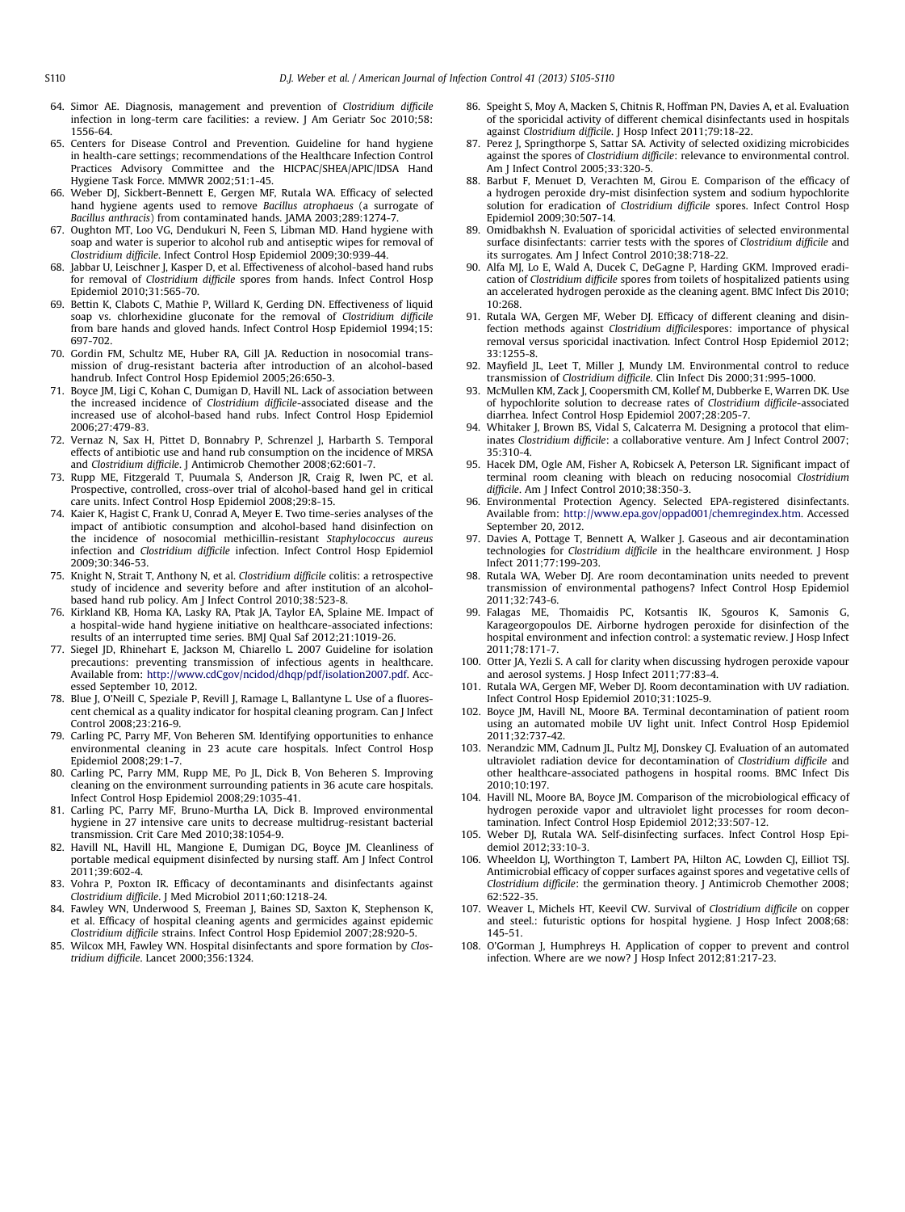64. Simor AE. Diagnosis, management and prevention of *Clostridium difficile* infection in long-term care facilities: a review. J Am Geriatr Soc 2010;58: 1556-64.
65. Centers for Disease Control and Prevention. Guideline for hand hygiene in health-care settings; recommendations of the Healthcare Infection Control Practices Advisory Committee and the HICPAC/SHEA/APIC/IDSA Hand Hygiene Task Force. MMWR 2002;51:1-45.
66. Weber DJ, Sickbert-Bennett E, Gergen MF, Rutala WA. Efficacy of selected hand hygiene agents used to remove *Bacillus atrophaeus* (a surrogate of *Bacillus anthracis*) from contaminated hands. JAMA 2003;289:1274-7.
67. Oughton MT, Loo VG, Dendukuri N, Feen S, Libman MD. Hand hygiene with soap and water is superior to alcohol rub and antiseptic wipes for removal of *Clostridium difficile*. Infect Control Hosp Epidemiol 2009;30:939-44.
68. Jabbar U, Leischner J, Kasper D, et al. Effectiveness of alcohol-based hand rubs for removal of *Clostridium difficile* spores from hands. Infect Control Hosp Epidemiol 2010;31:565-70.
69. Bettin K, Clabots C, Mathie P, Willard K, Gerding DN. Effectiveness of liquid soap vs. chlorhexidine gluconate for the removal of *Clostridium difficile* from bare hands and gloved hands. Infect Control Hosp Epidemiol 1994;15: 697-702.
70. Gordin FM, Schultz ME, Huber RA, Gill JA. Reduction in nosocomial transmission of drug-resistant bacteria after introduction of an alcohol-based handrub. Infect Control Hosp Epidemiol 2005;26:650-3.
71. Boyce JM, Ligi C, Kohan C, Dumigan D, Havill NL. Lack of association between the increased incidence of *Clostridium difficile*-associated disease and the increased use of alcohol-based hand rubs. Infect Control Hosp Epidemiol 2006;27:479-83.
72. Vernaz N, Sax H, Pittet D, Bonnabry P, Schrenzel J, Harbarth S. Temporal effects of antibiotic use and hand rub consumption on the incidence of MRSA and *Clostridium difficile*. J Antimicrob Chemother 2008;62:601-7.
73. Rupp ME, Fitzgerald T, Puumala S, Anderson JR, Craig R, Iwen PC, et al. Prospective, controlled, cross-over trial of alcohol-based hand gel in critical care units. Infect Control Hosp Epidemiol 2008;29:8-15.
74. Kaier K, Hagist C, Frank U, Conrad A, Meyer E. Two time-series analyses of the impact of antibiotic consumption and alcohol-based hand disinfection on the incidence of nosocomial methicillin-resistant *Staphylococcus aureus* infection and *Clostridium difficile* infection. Infect Control Hosp Epidemiol 2009;30:346-53.
75. Knight N, Strait T, Anthony N, et al. *Clostridium difficile* colitis: a retrospective study of incidence and severity before and after institution of an alcohol-based hand rub policy. Am J Infect Control 2010;38:523-8.
76. Kirkland KB, Homa KA, Lasky RA, Ptak JA, Taylor EA, Splaine ME. Impact of a hospital-wide hand hygiene initiative on healthcare-associated infections: results of an interrupted time series. BMJ Qual Saf 2012;21:1019-26.
77. Siegel JD, Rhinehart E, Jackson M, Chiarello L. 2007 Guideline for isolation precautions: preventing transmission of infectious agents in healthcare. Available from: http://www.cdCgov/ncidod/dhqp/pdf/isolation2007.pdf. Accessed September 10, 2012.
78. Blue J, O'Neill C, Speziale P, Revill J, Ramage L, Ballantyne L. Use of a fluorescent chemical as a quality indicator for hospital cleaning program. Can J Infect Control 2008;23:216-9.
79. Carling PC, Parry MF, Von Beheren SM. Identifying opportunities to enhance environmental cleaning in 23 acute care hospitals. Infect Control Hosp Epidemiol 2008;29:1-7.
80. Carling PC, Parry MM, Rupp ME, Po JL, Dick B, Von Beheren S. Improving cleaning on the environment surrounding patients in 36 acute care hospitals. Infect Control Hosp Epidemiol 2008;29:1035-41.
81. Carling PC, Parry MF, Bruno-Murtha LA, Dick B. Improved environmental hygiene in 27 intensive care units to decrease multidrug-resistant bacterial transmission. Crit Care Med 2010;38:1054-9.
82. Havill NL, Havill HL, Mangione E, Dumigan DG, Boyce JM. Cleanliness of portable medical equipment disinfected by nursing staff. Am J Infect Control 2011;39:602-4.
83. Vohra P, Poxton IR. Efficacy of decontaminants and disinfectants against *Clostridium difficile*. J Med Microbiol 2011;60:1218-24.
84. Fawley WN, Underwood S, Freeman J, Baines SD, Saxton K, Stephenson K, et al. Efficacy of hospital cleaning agents and germicides against epidemic *Clostridium difficile* strains. Infect Control Hosp Epidemiol 2007;28:920-5.
85. Wilcox MH, Fawley WN. Hospital disinfectants and spore formation by *Clostridium difficile*. Lancet 2000;356:1324.
86. Speight S, Moy A, Macken S, Chitnis R, Hoffman PN, Davies A, et al. Evaluation of the sporicidal activity of different chemical disinfectants used in hospitals against *Clostridium difficile*. J Hosp Infect 2011;79:18-22.
87. Perez J, Springthorpe S, Sattar SA. Activity of selected oxidizing microbicides against the spores of *Clostridium difficile*: relevance to environmental control. Am J Infect Control 2005;33:320-5.
88. Barbut F, Menuet D, Verachten M, Girou E. Comparison of the efficacy of a hydrogen peroxide dry-mist disinfection system and sodium hypochlorite solution for eradication of *Clostridium difficile* spores. Infect Control Hosp Epidemiol 2009;30:507-14.
89. Omidbakhsh N. Evaluation of sporicidal activities of selected environmental surface disinfectants: carrier tests with the spores of *Clostridium difficile* and its surrogates. Am J Infect Control 2010;38:718-22.
90. Alfa MJ, Lo E, Wald A, Ducek C, DeGagne P, Harding GKM. Improved eradication of *Clostridium difficile* spores from toilets of hospitalized patients using an accelerated hydrogen peroxide as the cleaning agent. BMC Infect Dis 2010; 10:268.
91. Rutala WA, Gergen MF, Weber DJ. Efficacy of different cleaning and disinfection methods against *Clostridium difficile*spores: importance of physical removal versus sporicidal inactivation. Infect Control Hosp Epidemiol 2012; 33:1255-8.
92. Mayfield JL, Leet T, Miller J, Mundy LM. Environmental control to reduce transmission of *Clostridium difficile*. Clin Infect Dis 2000;31:995-1000.
93. McMullen KM, Zack J, Coopersmith CM, Kollef M, Dubberke E, Warren DK. Use of hypochlorite solution to decrease rates of *Clostridium difficile*-associated diarrhea. Infect Control Hosp Epidemiol 2007;28:205-7.
94. Whitaker J, Brown BS, Vidal S, Calcaterra M. Designing a protocol that eliminates *Clostridium difficile*: a collaborative venture. Am J Infect Control 2007; 35:310-4.
95. Hacek DM, Ogle AM, Fisher A, Robicsek A, Peterson LR. Significant impact of terminal room cleaning with bleach on reducing nosocomial *Clostridium difficile*. Am J Infect Control 2010;38:350-3.
96. Environmental Protection Agency. Selected EPA-registered disinfectants. Available from: http://www.epa.gov/oppad001/chemregindex.htm. Accessed September 20, 2012.
97. Davies A, Pottage T, Bennett A, Walker J. Gaseous and air decontamination technologies for *Clostridium difficile* in the healthcare environment. J Hosp Infect 2011;77:199-203.
98. Rutala WA, Weber DJ. Are room decontamination units needed to prevent transmission of environmental pathogens? Infect Control Hosp Epidemiol 2011;32:743-6.
99. Falagas ME, Thomaidis PC, Kotsantis IK, Sgouros K, Samonis G, Karageorgopoulos DE. Airborne hydrogen peroxide for disinfection of the hospital environment and infection control: a systematic review. J Hosp Infect 2011;78:171-7.
100. Otter JA, Yezli S. A call for clarity when discussing hydrogen peroxide vapour and aerosol systems. J Hosp Infect 2011;77:83-4.
101. Rutala WA, Gergen MF, Weber DJ. Room decontamination with UV radiation. Infect Control Hosp Epidemiol 2010;31:1025-9.
102. Boyce JM, Havill NL, Moore BA. Terminal decontamination of patient room using an automated mobile UV light unit. Infect Control Hosp Epidemiol 2011;32:737-42.
103. Nerandzic MM, Cadnum JL, Pultz MJ, Donskey CJ. Evaluation of an automated ultraviolet radiation device for decontamination of *Clostridium difficile* and other healthcare-associated pathogens in hospital rooms. BMC Infect Dis 2010;10:197.
104. Havill NL, Moore BA, Boyce JM. Comparison of the microbiological efficacy of hydrogen peroxide vapor and ultraviolet light processes for room decontamination. Infect Control Hosp Epidemiol 2012;33:507-12.
105. Weber DJ, Rutala WA. Self-disinfecting surfaces. Infect Control Hosp Epidemiol 2012;33:10-3.
106. Wheeldon LJ, Worthington T, Lambert PA, Hilton AC, Lowden CJ, Eilliot TSJ. Antimicrobial efficacy of copper surfaces against spores and vegetative cells of *Clostridium difficile*: the germination theory. J Antimicrob Chemother 2008; 62:522-35.
107. Weaver L, Michels HT, Keevil CW. Survival of *Clostridium difficile* on copper and steel.: futuristic options for hospital hygiene. J Hosp Infect 2008;68: 145-51.
108. O'Gorman J, Humphreys H. Application of copper to prevent and control infection. Where are we now? J Hosp Infect 2012;81:217-23.